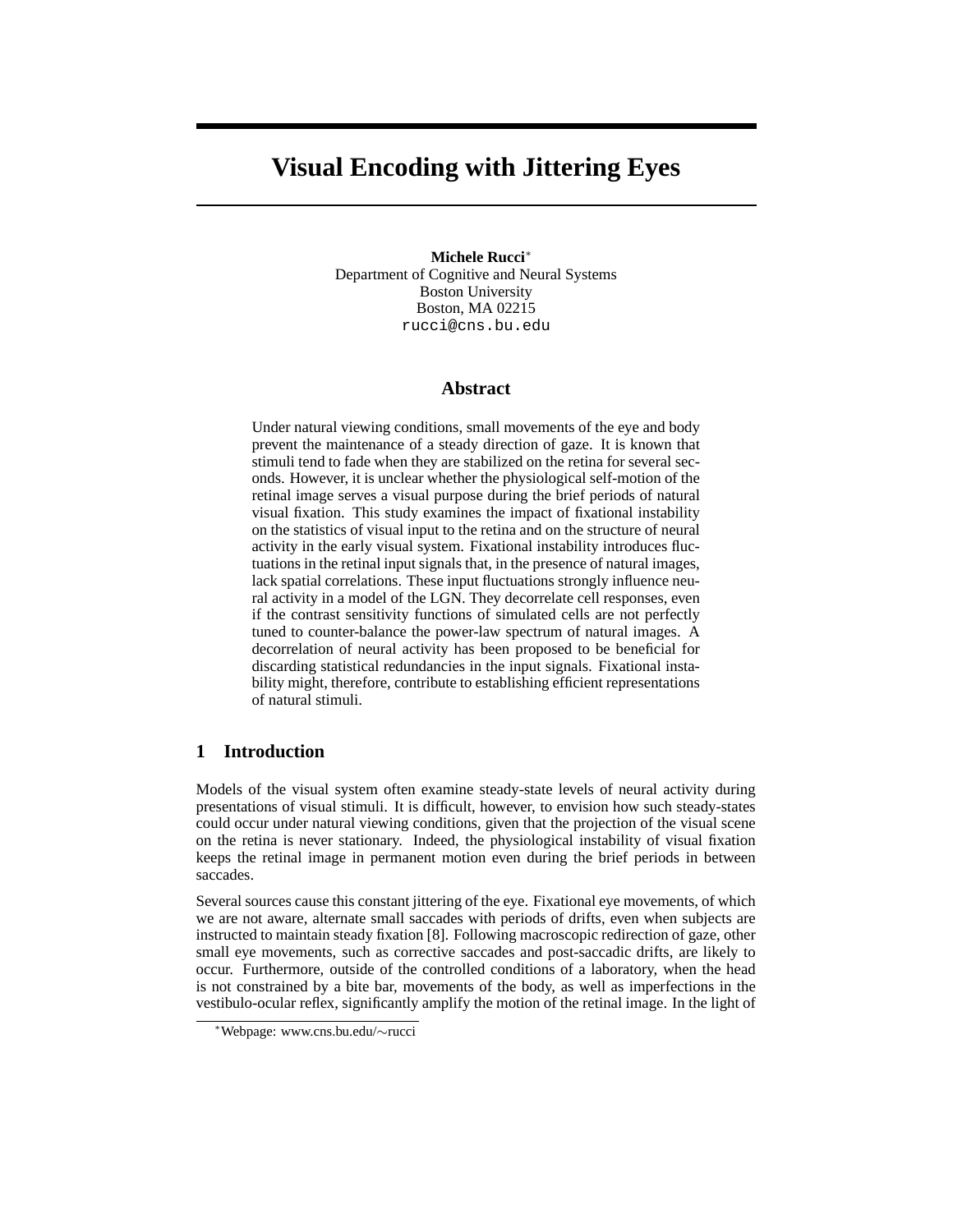# Visual Encoding with Jittering Eyes

**Michele Rucci***
Department of Cognitive and Neural Systems
Boston University
Boston, MA 02215
rucci@cns.bu.edu

## Abstract

Under natural viewing conditions, small movements of the eye and body prevent the maintenance of a steady direction of gaze. It is known that stimuli tend to fade when they are stabilized on the retina for several seconds. However, it is unclear whether the physiological self-motion of the retinal image serves a visual purpose during the brief periods of natural visual fixation. This study examines the impact of fixational instability on the statistics of visual input to the retina and on the structure of neural activity in the early visual system. Fixational instability introduces fluctuations in the retinal input signals that, in the presence of natural images, lack spatial correlations. These input fluctuations strongly influence neural activity in a model of the LGN. They decorrelate cell responses, even if the contrast sensitivity functions of simulated cells are not perfectly tuned to counter-balance the power-law spectrum of natural images. A decorrelation of neural activity has been proposed to be beneficial for discarding statistical redundancies in the input signals. Fixational instability might, therefore, contribute to establishing efficient representations of natural stimuli.

## 1 Introduction

Models of the visual system often examine steady-state levels of neural activity during presentations of visual stimuli. It is difficult, however, to envision how such steady-states could occur under natural viewing conditions, given that the projection of the visual scene on the retina is never stationary. Indeed, the physiological instability of visual fixation keeps the retinal image in permanent motion even during the brief periods in between saccades.

Several sources cause this constant jittering of the eye. Fixational eye movements, of which we are not aware, alternate small saccades with periods of drifts, even when subjects are instructed to maintain steady fixation [8]. Following macroscopic redirection of gaze, other small eye movements, such as corrective saccades and post-saccadic drifts, are likely to occur. Furthermore, outside of the controlled conditions of a laboratory, when the head is not constrained by a bite bar, movements of the body, as well as imperfections in the vestibulo-ocular reflex, significantly amplify the motion of the retinal image. In the light of

*Webpage: www.cns.bu.edu/∼rucci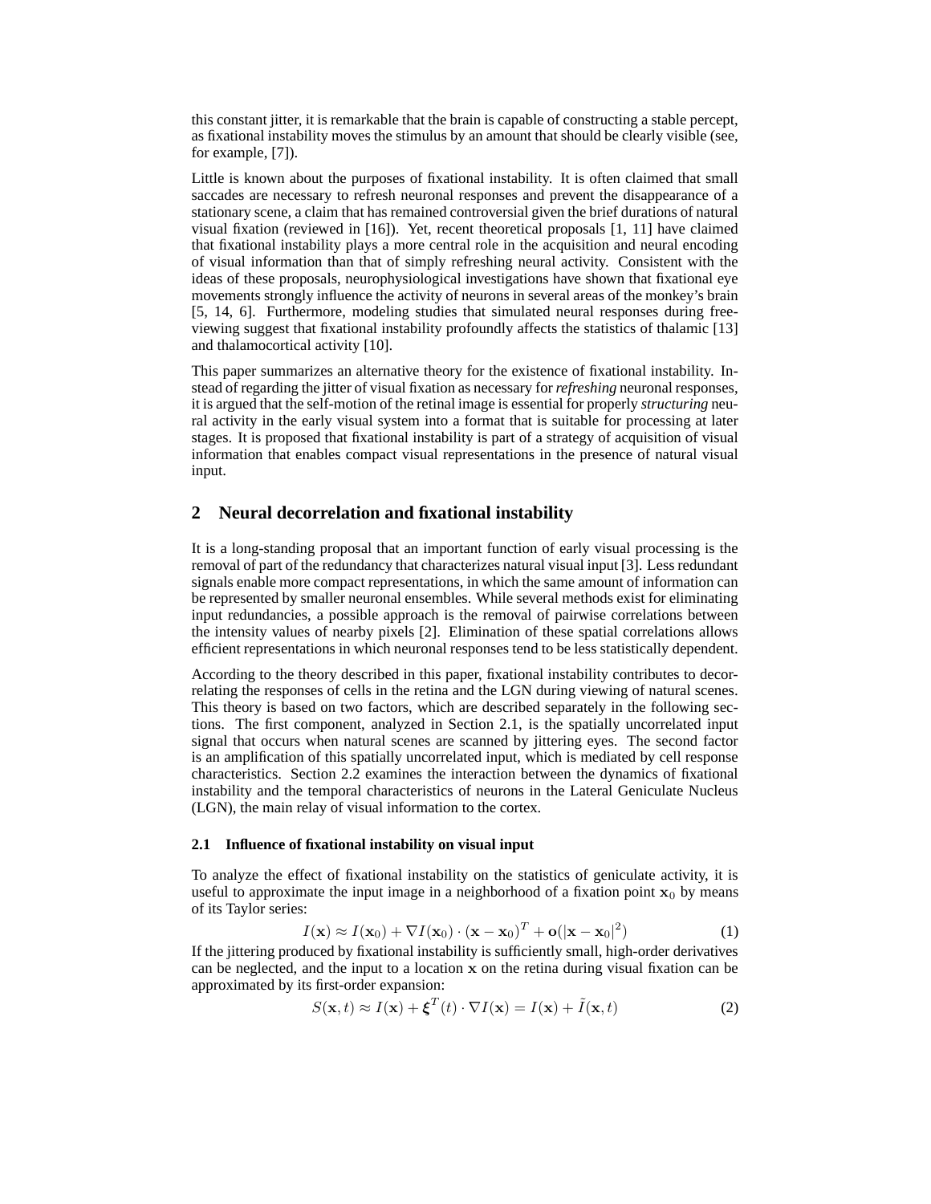this constant jitter, it is remarkable that the brain is capable of constructing a stable percept, as fixational instability moves the stimulus by an amount that should be clearly visible (see, for example, [7]).

Little is known about the purposes of fixational instability. It is often claimed that small saccades are necessary to refresh neuronal responses and prevent the disappearance of a stationary scene, a claim that has remained controversial given the brief durations of natural visual fixation (reviewed in [16]). Yet, recent theoretical proposals [1, 11] have claimed that fixational instability plays a more central role in the acquisition and neural encoding of visual information than that of simply refreshing neural activity. Consistent with the ideas of these proposals, neurophysiological investigations have shown that fixational eye movements strongly influence the activity of neurons in several areas of the monkey's brain [5, 14, 6]. Furthermore, modeling studies that simulated neural responses during free-viewing suggest that fixational instability profoundly affects the statistics of thalamic [13] and thalamocortical activity [10].

This paper summarizes an alternative theory for the existence of fixational instability. Instead of regarding the jitter of visual fixation as necessary for *refreshing* neuronal responses, it is argued that the self-motion of the retinal image is essential for properly *structuring* neural activity in the early visual system into a format that is suitable for processing at later stages. It is proposed that fixational instability is part of a strategy of acquisition of visual information that enables compact visual representations in the presence of natural visual input.

## 2 Neural decorrelation and fixational instability

It is a long-standing proposal that an important function of early visual processing is the removal of part of the redundancy that characterizes natural visual input [3]. Less redundant signals enable more compact representations, in which the same amount of information can be represented by smaller neuronal ensembles. While several methods exist for eliminating input redundancies, a possible approach is the removal of pairwise correlations between the intensity values of nearby pixels [2]. Elimination of these spatial correlations allows efficient representations in which neuronal responses tend to be less statistically dependent.

According to the theory described in this paper, fixational instability contributes to decorrelating the responses of cells in the retina and the LGN during viewing of natural scenes. This theory is based on two factors, which are described separately in the following sections. The first component, analyzed in Section 2.1, is the spatially uncorrelated input signal that occurs when natural scenes are scanned by jittering eyes. The second factor is an amplification of this spatially uncorrelated input, which is mediated by cell response characteristics. Section 2.2 examines the interaction between the dynamics of fixational instability and the temporal characteristics of neurons in the Lateral Geniculate Nucleus (LGN), the main relay of visual information to the cortex.

### 2.1 Influence of fixational instability on visual input

To analyze the effect of fixational instability on the statistics of geniculate activity, it is useful to approximate the input image in a neighborhood of a fixation point $\mathbf{x}_0$ by means of its Taylor series:

$$I(\mathbf{x}) \approx I(\mathbf{x}_0) + \nabla I(\mathbf{x}_0) \cdot (\mathbf{x} - \mathbf{x}_0)^T + \mathbf{o}(|\mathbf{x} - \mathbf{x}_0|^2) \tag{1}$$

If the jittering produced by fixational instability is sufficiently small, high-order derivatives can be neglected, and the input to a location $\mathbf{x}$ on the retina during visual fixation can be approximated by its first-order expansion:

$$S(\mathbf{x}, t) \approx I(\mathbf{x}) + \boldsymbol{\xi}^T(t) \cdot \nabla I(\mathbf{x}) = I(\mathbf{x}) + \tilde{I}(\mathbf{x}, t) \tag{2}$$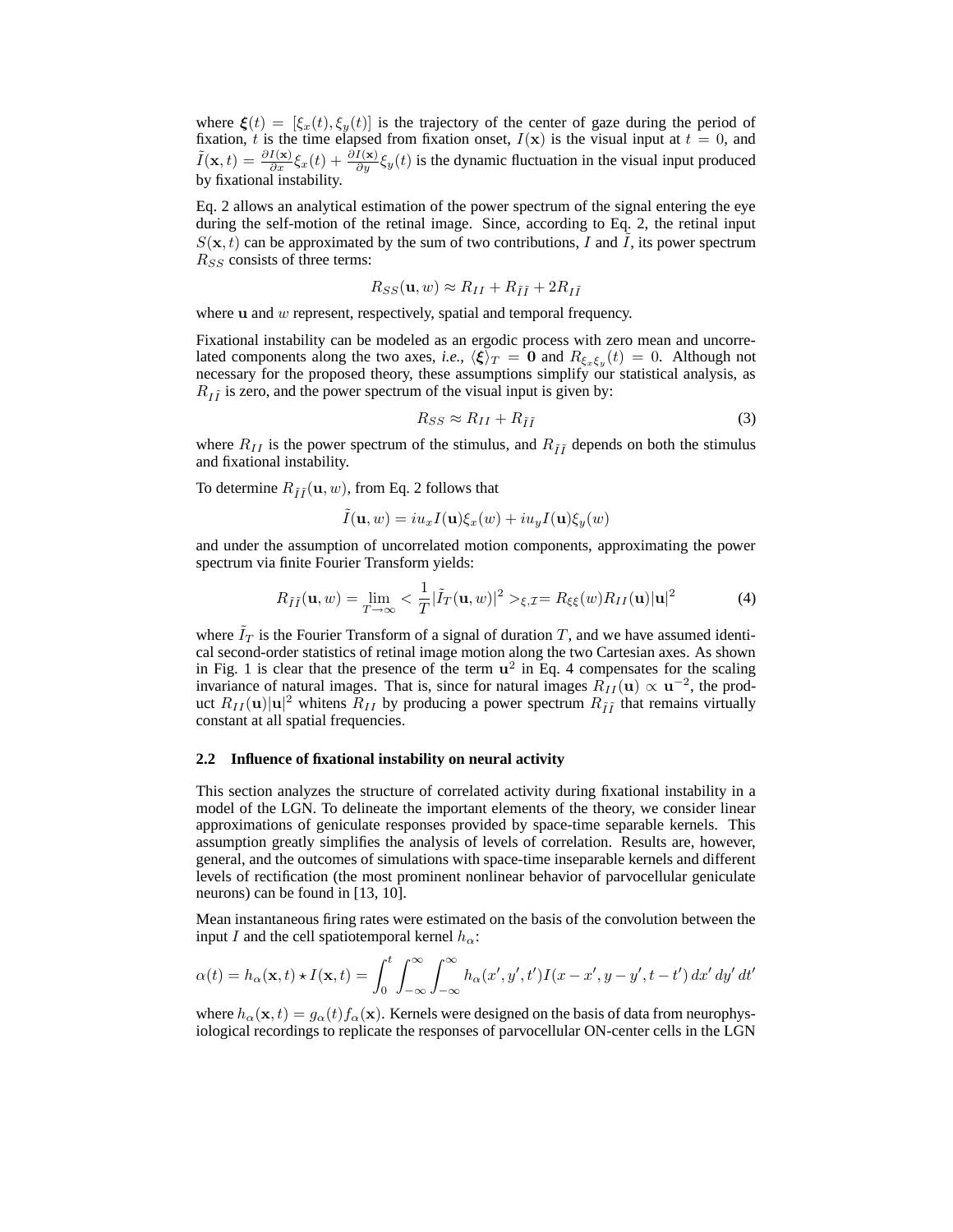where $\boldsymbol{\xi}(t) = [\xi_x(t), \xi_y(t)]$ is the trajectory of the center of gaze during the period of fixation, $t$ is the time elapsed from fixation onset, $I(\mathbf{x})$ is the visual input at $t = 0$, and $\tilde{I}(\mathbf{x}, t) = \frac{\partial I(\mathbf{x})}{\partial x}\xi_x(t) + \frac{\partial I(\mathbf{x})}{\partial y}\xi_y(t)$ is the dynamic fluctuation in the visual input produced by fixational instability.

Eq. 2 allows an analytical estimation of the power spectrum of the signal entering the eye during the self-motion of the retinal image. Since, according to Eq. 2, the retinal input $S(\mathbf{x}, t)$ can be approximated by the sum of two contributions, $I$ and $\tilde{I}$, its power spectrum $R_{SS}$ consists of three terms:

$$R_{SS}(\mathbf{u}, w) \approx R_{II} + R_{\tilde{I}\tilde{I}} + 2R_{I\tilde{I}}$$

where $\mathbf{u}$ and $w$ represent, respectively, spatial and temporal frequency.

Fixational instability can be modeled as an ergodic process with zero mean and uncorrelated components along the two axes, *i.e.*, $\langle\boldsymbol{\xi}\rangle_T = \mathbf{0}$ and $R_{\xi_x\xi_y}(t) = 0$. Although not necessary for the proposed theory, these assumptions simplify our statistical analysis, as $R_{I\tilde{I}}$ is zero, and the power spectrum of the visual input is given by:

$$R_{SS} \approx R_{II} + R_{\tilde{I}\tilde{I}} \tag{3}$$

where $R_{II}$ is the power spectrum of the stimulus, and $R_{\tilde{I}\tilde{I}}$ depends on both the stimulus and fixational instability.

To determine $R_{\tilde{I}\tilde{I}}(\mathbf{u}, w)$, from Eq. 2 follows that

$$\tilde{I}(\mathbf{u}, w) = iu_x I(\mathbf{u})\xi_x(w) + iu_y I(\mathbf{u})\xi_y(w)$$

and under the assumption of uncorrelated motion components, approximating the power spectrum via finite Fourier Transform yields:

$$R_{\tilde{I}\tilde{I}}(\mathbf{u}, w) = \lim_{T\to\infty} < \frac{1}{T}|\tilde{I}_T(\mathbf{u}, w)|^2 >_{\xi,\mathcal{I}} = R_{\xi\xi}(w)R_{II}(\mathbf{u})|\mathbf{u}|^2 \tag{4}$$

where $\tilde{I}_T$ is the Fourier Transform of a signal of duration $T$, and we have assumed identical second-order statistics of retinal image motion along the two Cartesian axes. As shown in Fig. 1 is clear that the presence of the term $\mathbf{u}^2$ in Eq. 4 compensates for the scaling invariance of natural images. That is, since for natural images $R_{II}(\mathbf{u}) \propto \mathbf{u}^{-2}$, the product $R_{II}(\mathbf{u})|\mathbf{u}|^2$ whitens $R_{II}$ by producing a power spectrum $R_{\tilde{I}\tilde{I}}$ that remains virtually constant at all spatial frequencies.

### 2.2 Influence of fixational instability on neural activity

This section analyzes the structure of correlated activity during fixational instability in a model of the LGN. To delineate the important elements of the theory, we consider linear approximations of geniculate responses provided by space-time separable kernels. This assumption greatly simplifies the analysis of levels of correlation. Results are, however, general, and the outcomes of simulations with space-time inseparable kernels and different levels of rectification (the most prominent nonlinear behavior of parvocellular geniculate neurons) can be found in [13, 10].

Mean instantaneous firing rates were estimated on the basis of the convolution between the input $I$ and the cell spatiotemporal kernel $h_\alpha$:

$$\alpha(t) = h_\alpha(\mathbf{x}, t) \star I(\mathbf{x}, t) = \int_0^t \int_{-\infty}^{\infty} \int_{-\infty}^{\infty} h_\alpha(x', y', t') I(x - x', y - y', t - t')\, dx'\, dy'\, dt'$$

where $h_\alpha(\mathbf{x}, t) = g_\alpha(t) f_\alpha(\mathbf{x})$. Kernels were designed on the basis of data from neurophysiological recordings to replicate the responses of parvocellular ON-center cells in the LGN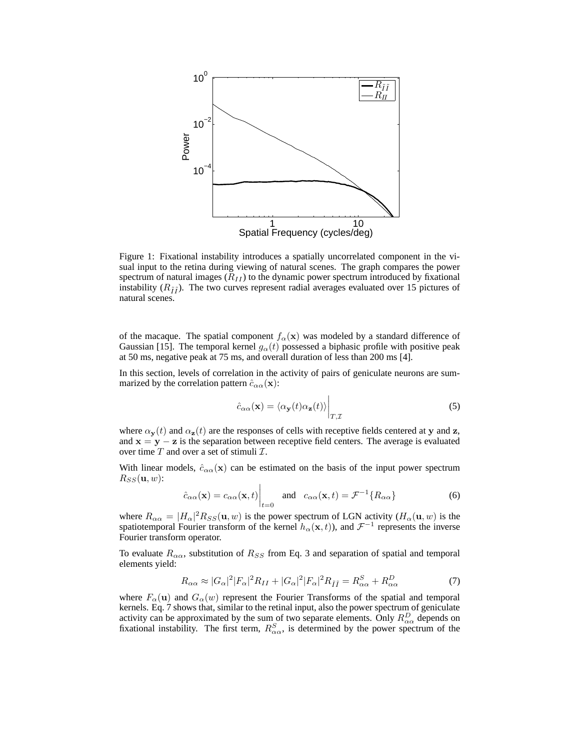Figure 1: Fixational instability introduces a spatially uncorrelated component in the visual input to the retina during viewing of natural scenes. The graph compares the power spectrum of natural images ($R_{II}$) to the dynamic power spectrum introduced by fixational instability ($R_{\tilde{I}\tilde{I}}$). The two curves represent radial averages evaluated over 15 pictures of natural scenes.

of the macaque. The spatial component $f_\alpha(\mathbf{x})$ was modeled by a standard difference of Gaussian [15]. The temporal kernel $g_\alpha(t)$ possessed a biphasic profile with positive peak at 50 ms, negative peak at 75 ms, and overall duration of less than 200 ms [4].

In this section, levels of correlation in the activity of pairs of geniculate neurons are summarized by the correlation pattern $\hat{c}_{\alpha\alpha}(\mathbf{x})$:

$$\hat{c}_{\alpha\alpha}(\mathbf{x}) = \langle \alpha_{\mathbf{y}}(t)\alpha_{\mathbf{z}}(t) \rangle \bigg|_{T,\mathcal{I}} \tag{5}$$

where $\alpha_{\mathbf{y}}(t)$ and $\alpha_{\mathbf{z}}(t)$ are the responses of cells with receptive fields centered at $\mathbf{y}$ and $\mathbf{z}$, and $\mathbf{x} = \mathbf{y} - \mathbf{z}$ is the separation between receptive field centers. The average is evaluated over time $T$ and over a set of stimuli $\mathcal{I}$.

With linear models, $\hat{c}_{\alpha\alpha}(\mathbf{x})$ can be estimated on the basis of the input power spectrum $R_{SS}(\mathbf{u}, w)$:

$$\hat{c}_{\alpha\alpha}(\mathbf{x}) = c_{\alpha\alpha}(\mathbf{x}, t) \bigg|_{t=0} \quad \text{and} \quad c_{\alpha\alpha}(\mathbf{x}, t) = \mathcal{F}^{-1}\{R_{\alpha\alpha}\} \tag{6}$$

where $R_{\alpha\alpha} = |H_\alpha|^2 R_{SS}(\mathbf{u}, w)$ is the power spectrum of LGN activity ($H_\alpha(\mathbf{u}, w)$ is the spatiotemporal Fourier transform of the kernel $h_\alpha(\mathbf{x}, t)$), and $\mathcal{F}^{-1}$ represents the inverse Fourier transform operator.

To evaluate $R_{\alpha\alpha}$, substitution of $R_{SS}$ from Eq. 3 and separation of spatial and temporal elements yield:

$$R_{\alpha\alpha} \approx |G_\alpha|^2 |F_\alpha|^2 R_{II} + |G_\alpha|^2 |F_\alpha|^2 R_{\tilde{I}\tilde{I}} = R^S_{\alpha\alpha} + R^D_{\alpha\alpha} \tag{7}$$

where $F_\alpha(\mathbf{u})$ and $G_\alpha(w)$ represent the Fourier Transforms of the spatial and temporal kernels. Eq. 7 shows that, similar to the retinal input, also the power spectrum of geniculate activity can be approximated by the sum of two separate elements. Only $R^D_{\alpha\alpha}$ depends on fixational instability. The first term, $R^S_{\alpha\alpha}$, is determined by the power spectrum of the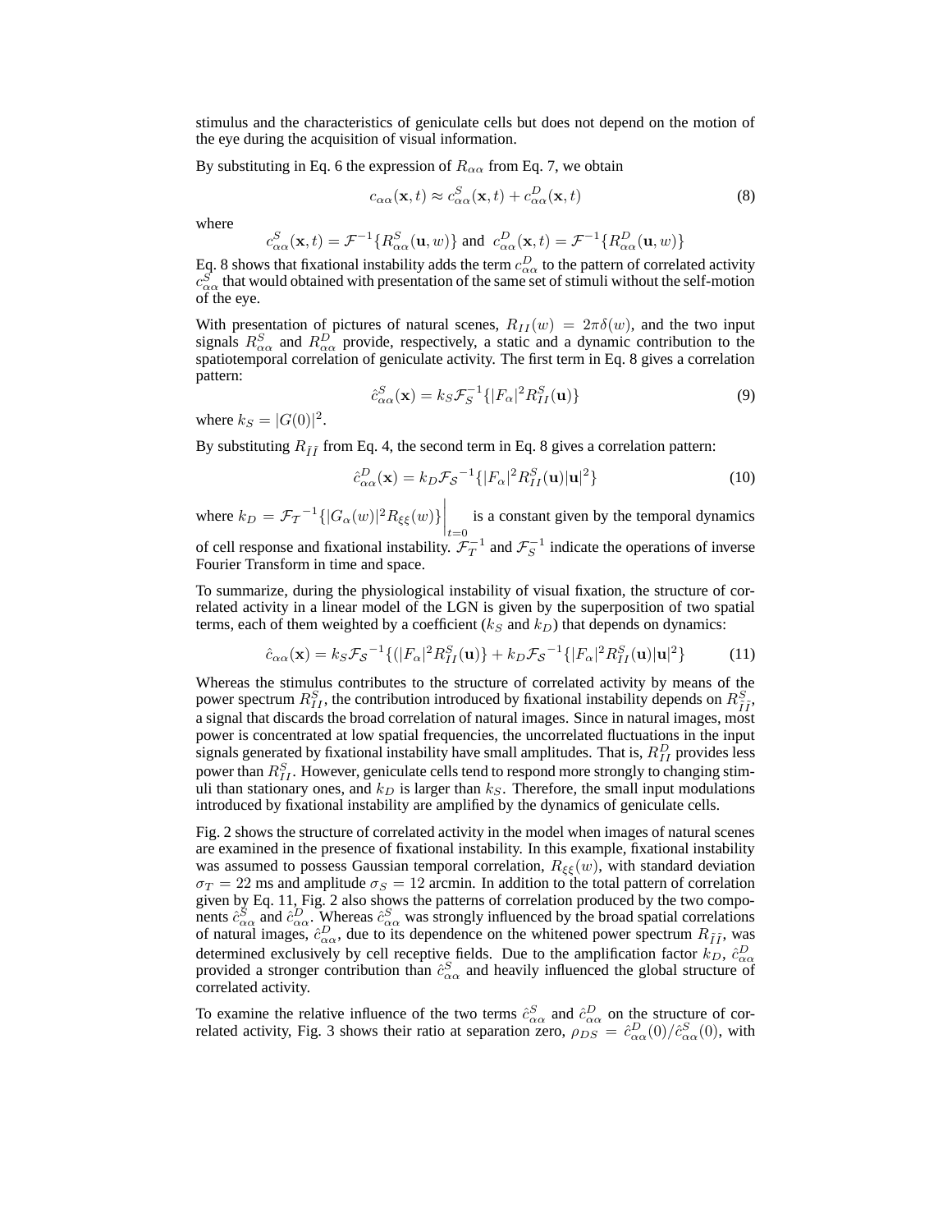stimulus and the characteristics of geniculate cells but does not depend on the motion of the eye during the acquisition of visual information.

By substituting in Eq. 6 the expression of $R_{\alpha\alpha}$ from Eq. 7, we obtain

$$c_{\alpha\alpha}(\mathbf{x}, t) \approx c^S_{\alpha\alpha}(\mathbf{x}, t) + c^D_{\alpha\alpha}(\mathbf{x}, t) \tag{8}$$

where

$$c^S_{\alpha\alpha}(\mathbf{x}, t) = \mathcal{F}^{-1}\{R^S_{\alpha\alpha}(\mathbf{u}, w)\} \text{ and } c^D_{\alpha\alpha}(\mathbf{x}, t) = \mathcal{F}^{-1}\{R^D_{\alpha\alpha}(\mathbf{u}, w)\}$$

Eq. 8 shows that fixational instability adds the term $c^D_{\alpha\alpha}$ to the pattern of correlated activity $c^S_{\alpha\alpha}$ that would obtained with presentation of the same set of stimuli without the self-motion of the eye.

With presentation of pictures of natural scenes, $R_{II}(w) = 2\pi\delta(w)$, and the two input signals $R^S_{\alpha\alpha}$ and $R^D_{\alpha\alpha}$ provide, respectively, a static and a dynamic contribution to the spatiotemporal correlation of geniculate activity. The first term in Eq. 8 gives a correlation pattern:

$$\hat{c}^S_{\alpha\alpha}(\mathbf{x}) = k_S \mathcal{F}^{-1}_S\{|F_\alpha|^2 R^S_{II}(\mathbf{u})\} \tag{9}$$

where $k_S = |G(0)|^2$.

By substituting $R_{\tilde{I}\tilde{I}}$ from Eq. 4, the second term in Eq. 8 gives a correlation pattern:

$$\hat{c}^D_{\alpha\alpha}(\mathbf{x}) = k_D \mathcal{F_S}^{-1}\{|F_\alpha|^2 R^S_{II}(\mathbf{u})|\mathbf{u}|^2\} \tag{10}$$

where $k_D = \mathcal{F_T}^{-1}\{|G_\alpha(w)|^2 R_{\xi\xi}(w)\}\Big|_{t=0}$ is a constant given by the temporal dynamics of cell response and fixational instability. $\mathcal{F}^{-1}_T$ and $\mathcal{F}^{-1}_S$ indicate the operations of inverse Fourier Transform in time and space.

To summarize, during the physiological instability of visual fixation, the structure of correlated activity in a linear model of the LGN is given by the superposition of two spatial terms, each of them weighted by a coefficient ($k_S$ and $k_D$) that depends on dynamics:

$$\hat{c}_{\alpha\alpha}(\mathbf{x}) = k_S \mathcal{F_S}^{-1}\{(|F_\alpha|^2 R^S_{II}(\mathbf{u})\} + k_D \mathcal{F_S}^{-1}\{|F_\alpha|^2 R^S_{II}(\mathbf{u})|\mathbf{u}|^2\} \tag{11}$$

Whereas the stimulus contributes to the structure of correlated activity by means of the power spectrum $R^S_{II}$, the contribution introduced by fixational instability depends on $R^S_{\tilde{I}\tilde{I}}$, a signal that discards the broad correlation of natural images. Since in natural images, most power is concentrated at low spatial frequencies, the uncorrelated fluctuations in the input signals generated by fixational instability have small amplitudes. That is, $R^D_{II}$ provides less power than $R^S_{II}$. However, geniculate cells tend to respond more strongly to changing stimuli than stationary ones, and $k_D$ is larger than $k_S$. Therefore, the small input modulations introduced by fixational instability are amplified by the dynamics of geniculate cells.

Fig. 2 shows the structure of correlated activity in the model when images of natural scenes are examined in the presence of fixational instability. In this example, fixational instability was assumed to possess Gaussian temporal correlation, $R_{\xi\xi}(w)$, with standard deviation $\sigma_T = 22$ ms and amplitude $\sigma_S = 12$ arcmin. In addition to the total pattern of correlation given by Eq. 11, Fig. 2 also shows the patterns of correlation produced by the two components $\hat{c}^S_{\alpha\alpha}$ and $\hat{c}^D_{\alpha\alpha}$. Whereas $\hat{c}^S_{\alpha\alpha}$ was strongly influenced by the broad spatial correlations of natural images, $\hat{c}^D_{\alpha\alpha}$, due to its dependence on the whitened power spectrum $R_{\tilde{I}\tilde{I}}$, was determined exclusively by cell receptive fields. Due to the amplification factor $k_D$, $\hat{c}^D_{\alpha\alpha}$ provided a stronger contribution than $\hat{c}^S_{\alpha\alpha}$ and heavily influenced the global structure of correlated activity.

To examine the relative influence of the two terms $\hat{c}^S_{\alpha\alpha}$ and $\hat{c}^D_{\alpha\alpha}$ on the structure of correlated activity, Fig. 3 shows their ratio at separation zero, $\rho_{DS} = \hat{c}^D_{\alpha\alpha}(0)/\hat{c}^S_{\alpha\alpha}(0)$, with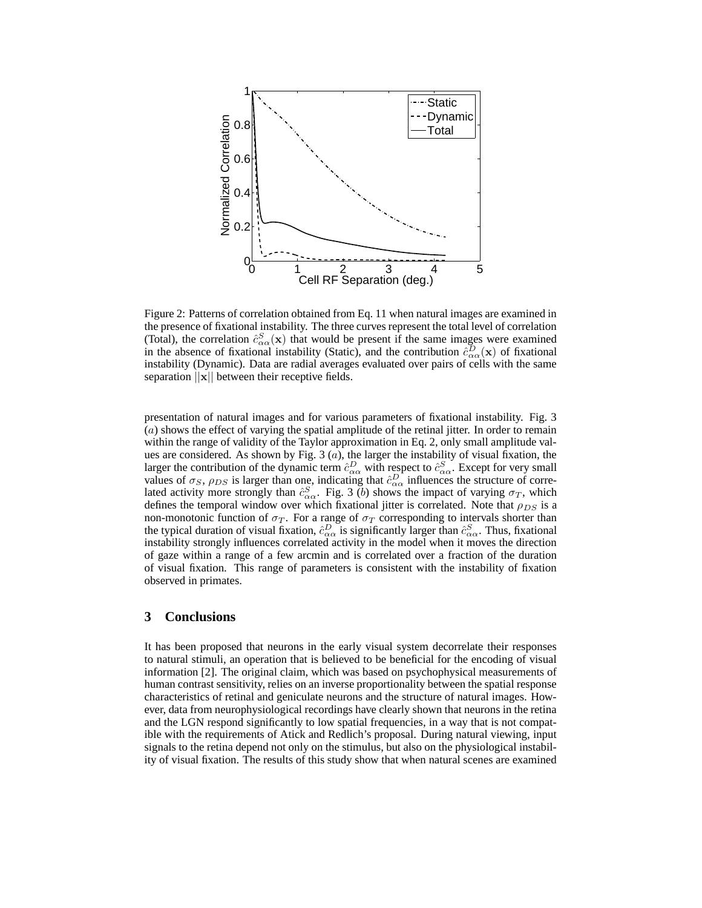Figure 2: Patterns of correlation obtained from Eq. 11 when natural images are examined in the presence of fixational instability. The three curves represent the total level of correlation (Total), the correlation $\hat{c}^S_{\alpha\alpha}(\mathbf{x})$ that would be present if the same images were examined in the absence of fixational instability (Static), and the contribution $\hat{c}^D_{\alpha\alpha}(\mathbf{x})$ of fixational instability (Dynamic). Data are radial averages evaluated over pairs of cells with the same separation $||\mathbf{x}||$ between their receptive fields.

presentation of natural images and for various parameters of fixational instability. Fig. 3 ($a$) shows the effect of varying the spatial amplitude of the retinal jitter. In order to remain within the range of validity of the Taylor approximation in Eq. 2, only small amplitude values are considered. As shown by Fig. 3 ($a$), the larger the instability of visual fixation, the larger the contribution of the dynamic term $\hat{c}^D_{\alpha\alpha}$ with respect to $\hat{c}^S_{\alpha\alpha}$. Except for very small values of $\sigma_S$, $\rho_{DS}$ is larger than one, indicating that $\hat{c}^D_{\alpha\alpha}$ influences the structure of correlated activity more strongly than $\hat{c}^S_{\alpha\alpha}$. Fig. 3 ($b$) shows the impact of varying $\sigma_T$, which defines the temporal window over which fixational jitter is correlated. Note that $\rho_{DS}$ is a non-monotonic function of $\sigma_T$. For a range of $\sigma_T$ corresponding to intervals shorter than the typical duration of visual fixation, $\hat{c}^D_{\alpha\alpha}$ is significantly larger than $\hat{c}^S_{\alpha\alpha}$. Thus, fixational instability strongly influences correlated activity in the model when it moves the direction of gaze within a range of a few arcmin and is correlated over a fraction of the duration of visual fixation. This range of parameters is consistent with the instability of fixation observed in primates.

## 3 Conclusions

It has been proposed that neurons in the early visual system decorrelate their responses to natural stimuli, an operation that is believed to be beneficial for the encoding of visual information [2]. The original claim, which was based on psychophysical measurements of human contrast sensitivity, relies on an inverse proportionality between the spatial response characteristics of retinal and geniculate neurons and the structure of natural images. However, data from neurophysiological recordings have clearly shown that neurons in the retina and the LGN respond significantly to low spatial frequencies, in a way that is not compatible with the requirements of Atick and Redlich's proposal. During natural viewing, input signals to the retina depend not only on the stimulus, but also on the physiological instability of visual fixation. The results of this study show that when natural scenes are examined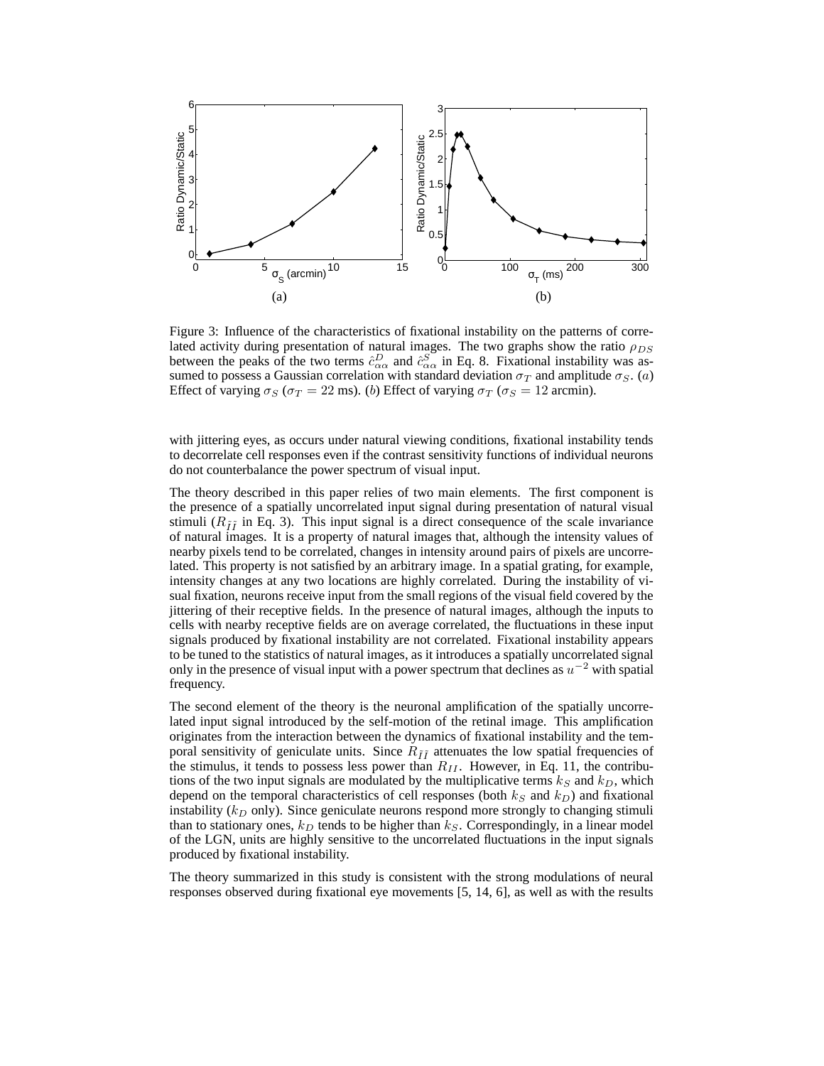Figure 3: Influence of the characteristics of fixational instability on the patterns of correlated activity during presentation of natural images. The two graphs show the ratio $\rho_{DS}$ between the peaks of the two terms $\hat{c}^{D}_{\alpha\alpha}$ and $\hat{c}^{S}_{\alpha\alpha}$ in Eq. 8. Fixational instability was assumed to possess a Gaussian correlation with standard deviation $\sigma_T$ and amplitude $\sigma_S$. ($a$) Effect of varying $\sigma_S$ ($\sigma_T = 22$ ms). ($b$) Effect of varying $\sigma_T$ ($\sigma_S = 12$ arcmin).

with jittering eyes, as occurs under natural viewing conditions, fixational instability tends to decorrelate cell responses even if the contrast sensitivity functions of individual neurons do not counterbalance the power spectrum of visual input.

The theory described in this paper relies of two main elements. The first component is the presence of a spatially uncorrelated input signal during presentation of natural visual stimuli ($R_{\tilde{I}\tilde{I}}$ in Eq. 3). This input signal is a direct consequence of the scale invariance of natural images. It is a property of natural images that, although the intensity values of nearby pixels tend to be correlated, changes in intensity around pairs of pixels are uncorrelated. This property is not satisfied by an arbitrary image. In a spatial grating, for example, intensity changes at any two locations are highly correlated. During the instability of visual fixation, neurons receive input from the small regions of the visual field covered by the jittering of their receptive fields. In the presence of natural images, although the inputs to cells with nearby receptive fields are on average correlated, the fluctuations in these input signals produced by fixational instability are not correlated. Fixational instability appears to be tuned to the statistics of natural images, as it introduces a spatially uncorrelated signal only in the presence of visual input with a power spectrum that declines as $u^{-2}$ with spatial frequency.

The second element of the theory is the neuronal amplification of the spatially uncorrelated input signal introduced by the self-motion of the retinal image. This amplification originates from the interaction between the dynamics of fixational instability and the temporal sensitivity of geniculate units. Since $R_{\tilde{I}\tilde{I}}$ attenuates the low spatial frequencies of the stimulus, it tends to possess less power than $R_{II}$. However, in Eq. 11, the contributions of the two input signals are modulated by the multiplicative terms $k_S$ and $k_D$, which depend on the temporal characteristics of cell responses (both $k_S$ and $k_D$) and fixational instability ($k_D$ only). Since geniculate neurons respond more strongly to changing stimuli than to stationary ones, $k_D$ tends to be higher than $k_S$. Correspondingly, in a linear model of the LGN, units are highly sensitive to the uncorrelated fluctuations in the input signals produced by fixational instability.

The theory summarized in this study is consistent with the strong modulations of neural responses observed during fixational eye movements [5, 14, 6], as well as with the results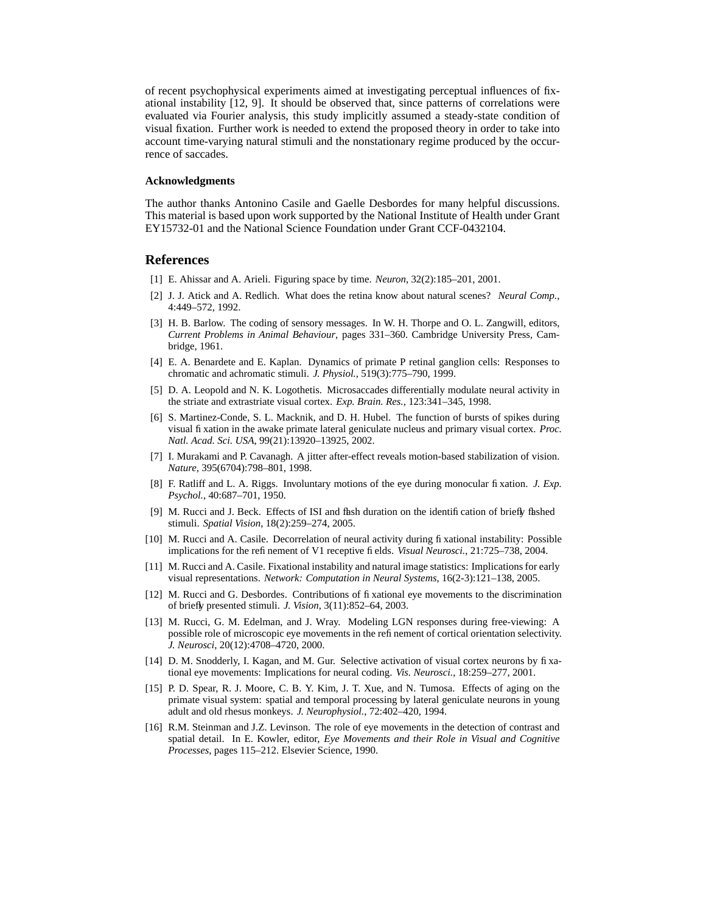of recent psychophysical experiments aimed at investigating perceptual influences of fixational instability [12, 9]. It should be observed that, since patterns of correlations were evaluated via Fourier analysis, this study implicitly assumed a steady-state condition of visual fixation. Further work is needed to extend the proposed theory in order to take into account time-varying natural stimuli and the nonstationary regime produced by the occurrence of saccades.

### Acknowledgments

The author thanks Antonino Casile and Gaelle Desbordes for many helpful discussions. This material is based upon work supported by the National Institute of Health under Grant EY15732-01 and the National Science Foundation under Grant CCF-0432104.

## References

[1] E. Ahissar and A. Arieli. Figuring space by time. *Neuron*, 32(2):185–201, 2001.

[2] J. J. Atick and A. Redlich. What does the retina know about natural scenes? *Neural Comp.*, 4:449–572, 1992.

[3] H. B. Barlow. The coding of sensory messages. In W. H. Thorpe and O. L. Zangwill, editors, *Current Problems in Animal Behaviour*, pages 331–360. Cambridge University Press, Cambridge, 1961.

[4] E. A. Benardete and E. Kaplan. Dynamics of primate P retinal ganglion cells: Responses to chromatic and achromatic stimuli. *J. Physiol.*, 519(3):775–790, 1999.

[5] D. A. Leopold and N. K. Logothetis. Microsaccades differentially modulate neural activity in the striate and extrastriate visual cortex. *Exp. Brain. Res.*, 123:341–345, 1998.

[6] S. Martinez-Conde, S. L. Macknik, and D. H. Hubel. The function of bursts of spikes during visual fixation in the awake primate lateral geniculate nucleus and primary visual cortex. *Proc. Natl. Acad. Sci. USA*, 99(21):13920–13925, 2002.

[7] I. Murakami and P. Cavanagh. A jitter after-effect reveals motion-based stabilization of vision. *Nature*, 395(6704):798–801, 1998.

[8] F. Ratliff and L. A. Riggs. Involuntary motions of the eye during monocular fixation. *J. Exp. Psychol.*, 40:687–701, 1950.

[9] M. Rucci and J. Beck. Effects of ISI and flash duration on the identification of briefly flashed stimuli. *Spatial Vision*, 18(2):259–274, 2005.

[10] M. Rucci and A. Casile. Decorrelation of neural activity during fixational instability: Possible implications for the refinement of V1 receptive fields. *Visual Neurosci.*, 21:725–738, 2004.

[11] M. Rucci and A. Casile. Fixational instability and natural image statistics: Implications for early visual representations. *Network: Computation in Neural Systems*, 16(2-3):121–138, 2005.

[12] M. Rucci and G. Desbordes. Contributions of fixational eye movements to the discrimination of briefly presented stimuli. *J. Vision*, 3(11):852–64, 2003.

[13] M. Rucci, G. M. Edelman, and J. Wray. Modeling LGN responses during free-viewing: A possible role of microscopic eye movements in the refinement of cortical orientation selectivity. *J. Neurosci*, 20(12):4708–4720, 2000.

[14] D. M. Snodderly, I. Kagan, and M. Gur. Selective activation of visual cortex neurons by fixational eye movements: Implications for neural coding. *Vis. Neurosci.*, 18:259–277, 2001.

[15] P. D. Spear, R. J. Moore, C. B. Y. Kim, J. T. Xue, and N. Tumosa. Effects of aging on the primate visual system: spatial and temporal processing by lateral geniculate neurons in young adult and old rhesus monkeys. *J. Neurophysiol.*, 72:402–420, 1994.

[16] R.M. Steinman and J.Z. Levinson. The role of eye movements in the detection of contrast and spatial detail. In E. Kowler, editor, *Eye Movements and their Role in Visual and Cognitive Processes*, pages 115–212. Elsevier Science, 1990.